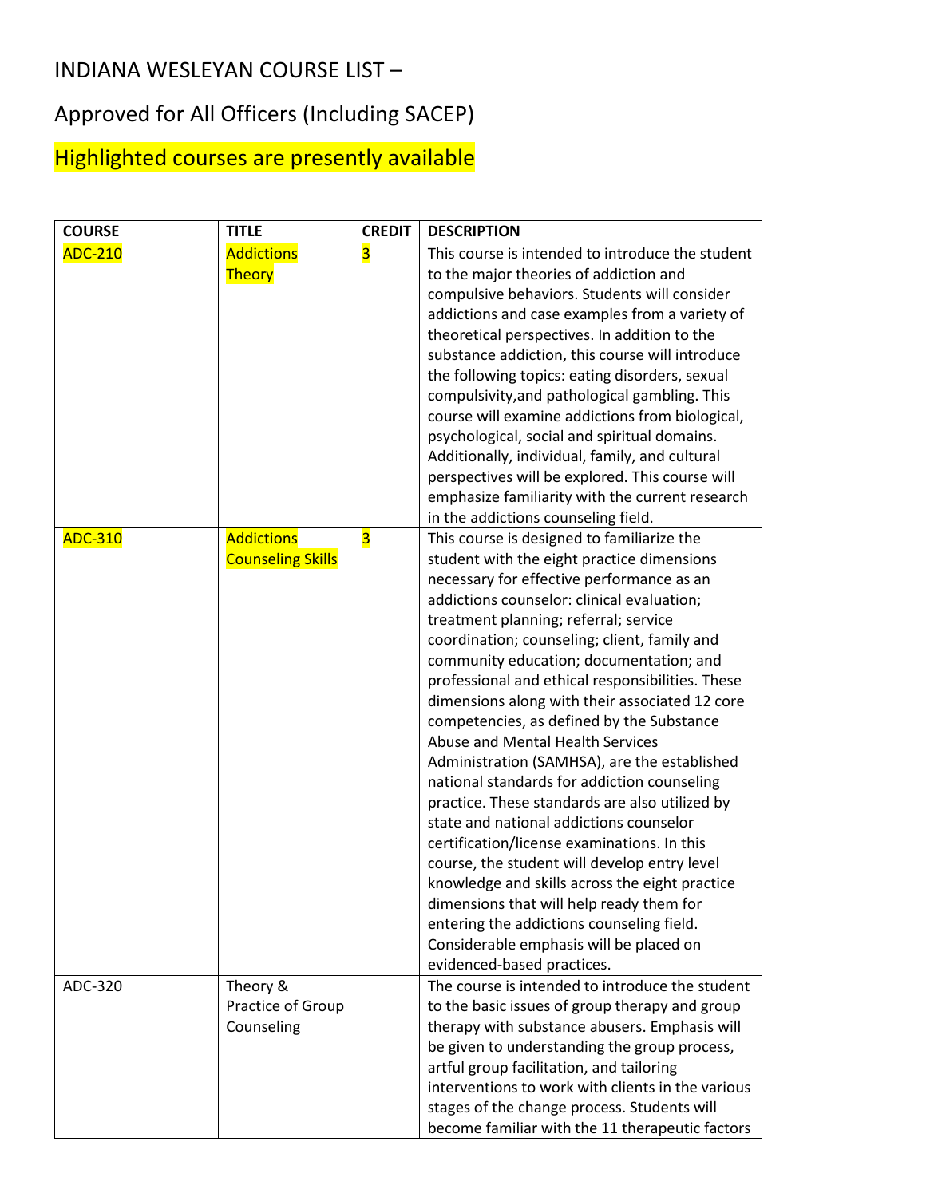# INDIANA WESLEYAN COURSE LIST –

# Approved for All Officers (Including SACEP)

## Highlighted courses are presently available

| COURSE | TITLE | CREDIT | DESCRIPTION |
|---|---|---|---|
| ADC-210 | Addictions Theory | 3 | This course is intended to introduce the student to the major theories of addiction and compulsive behaviors. Students will consider addictions and case examples from a variety of theoretical perspectives. In addition to the substance addiction, this course will introduce the following topics: eating disorders, sexual compulsivity,and pathological gambling. This course will examine addictions from biological, psychological, social and spiritual domains. Additionally, individual, family, and cultural perspectives will be explored. This course will emphasize familiarity with the current research in the addictions counseling field. |
| ADC-310 | Addictions Counseling Skills | 3 | This course is designed to familiarize the student with the eight practice dimensions necessary for effective performance as an addictions counselor: clinical evaluation; treatment planning; referral; service coordination; counseling; client, family and community education; documentation; and professional and ethical responsibilities. These dimensions along with their associated 12 core competencies, as defined by the Substance Abuse and Mental Health Services Administration (SAMHSA), are the established national standards for addiction counseling practice. These standards are also utilized by state and national addictions counselor certification/license examinations. In this course, the student will develop entry level knowledge and skills across the eight practice dimensions that will help ready them for entering the addictions counseling field. Considerable emphasis will be placed on evidenced-based practices. |
| ADC-320 | Theory & Practice of Group Counseling | | The course is intended to introduce the student to the basic issues of group therapy and group therapy with substance abusers. Emphasis will be given to understanding the group process, artful group facilitation, and tailoring interventions to work with clients in the various stages of the change process. Students will become familiar with the 11 therapeutic factors |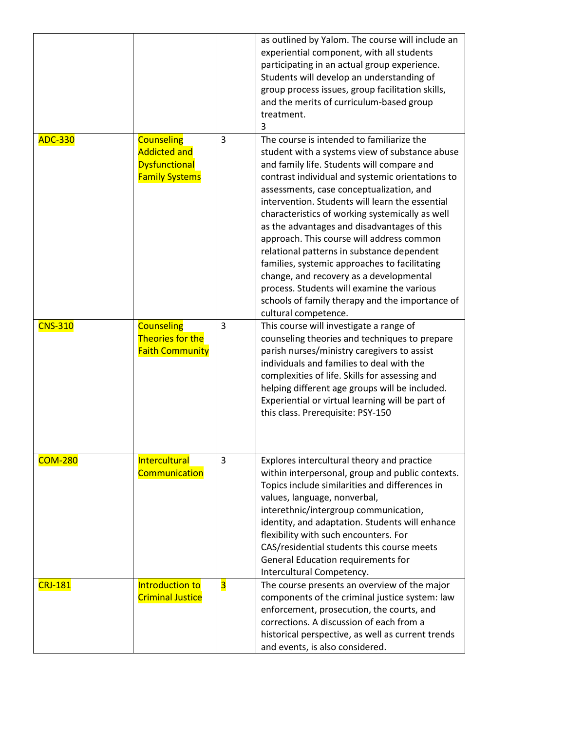|  |  |  | as outlined by Yalom. The course will include an experiential component, with all students participating in an actual group experience. Students will develop an understanding of group process issues, group facilitation skills, and the merits of curriculum-based group treatment.<br>3 |
|---|---|---|---|
| ADC-330 | Counseling Addicted and Dysfunctional Family Systems | 3 | The course is intended to familiarize the student with a systems view of substance abuse and family life. Students will compare and contrast individual and systemic orientations to assessments, case conceptualization, and intervention. Students will learn the essential characteristics of working systemically as well as the advantages and disadvantages of this approach. This course will address common relational patterns in substance dependent families, systemic approaches to facilitating change, and recovery as a developmental process. Students will examine the various schools of family therapy and the importance of cultural competence. |
| CNS-310 | Counseling Theories for the Faith Community | 3 | This course will investigate a range of counseling theories and techniques to prepare parish nurses/ministry caregivers to assist individuals and families to deal with the complexities of life. Skills for assessing and helping different age groups will be included. Experiential or virtual learning will be part of this class. Prerequisite: PSY-150 |
| COM-280 | Intercultural Communication | 3 | Explores intercultural theory and practice within interpersonal, group and public contexts. Topics include similarities and differences in values, language, nonverbal, interethnic/intergroup communication, identity, and adaptation. Students will enhance flexibility with such encounters. For CAS/residential students this course meets General Education requirements for Intercultural Competency. |
| CRJ-181 | Introduction to Criminal Justice | 3 | The course presents an overview of the major components of the criminal justice system: law enforcement, prosecution, the courts, and corrections. A discussion of each from a historical perspective, as well as current trends and events, is also considered. |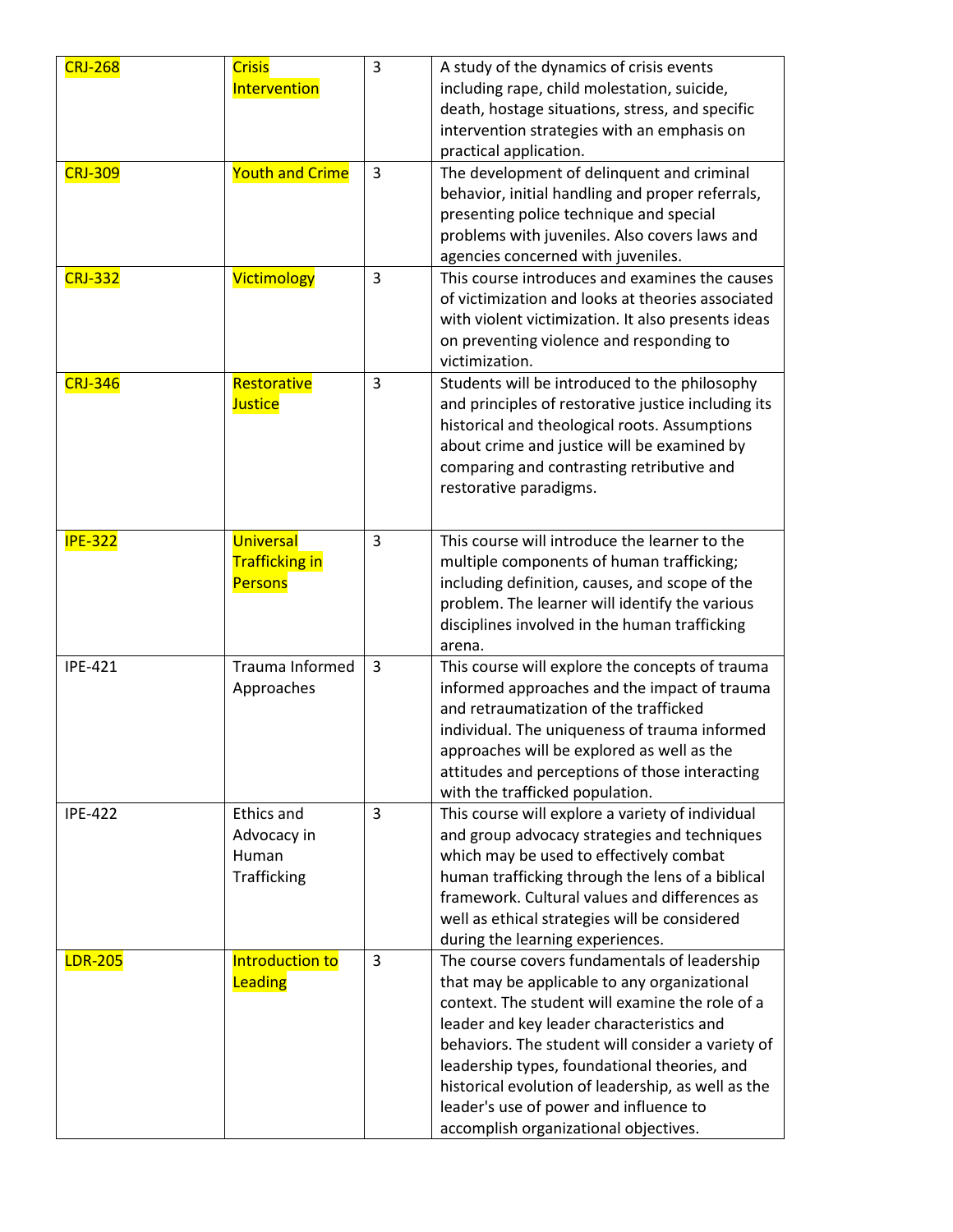| CRJ-268 | Crisis Intervention | 3 | A study of the dynamics of crisis events including rape, child molestation, suicide, death, hostage situations, stress, and specific intervention strategies with an emphasis on practical application. |
|---|---|---|---|
| CRJ-309 | Youth and Crime | 3 | The development of delinquent and criminal behavior, initial handling and proper referrals, presenting police technique and special problems with juveniles. Also covers laws and agencies concerned with juveniles. |
| CRJ-332 | Victimology | 3 | This course introduces and examines the causes of victimization and looks at theories associated with violent victimization. It also presents ideas on preventing violence and responding to victimization. |
| CRJ-346 | Restorative Justice | 3 | Students will be introduced to the philosophy and principles of restorative justice including its historical and theological roots. Assumptions about crime and justice will be examined by comparing and contrasting retributive and restorative paradigms. |
| IPE-322 | Universal Trafficking in Persons | 3 | This course will introduce the learner to the multiple components of human trafficking; including definition, causes, and scope of the problem. The learner will identify the various disciplines involved in the human trafficking arena. |
| IPE-421 | Trauma Informed Approaches | 3 | This course will explore the concepts of trauma informed approaches and the impact of trauma and retraumatization of the trafficked individual. The uniqueness of trauma informed approaches will be explored as well as the attitudes and perceptions of those interacting with the trafficked population. |
| IPE-422 | Ethics and Advocacy in Human Trafficking | 3 | This course will explore a variety of individual and group advocacy strategies and techniques which may be used to effectively combat human trafficking through the lens of a biblical framework. Cultural values and differences as well as ethical strategies will be considered during the learning experiences. |
| LDR-205 | Introduction to Leading | 3 | The course covers fundamentals of leadership that may be applicable to any organizational context. The student will examine the role of a leader and key leader characteristics and behaviors. The student will consider a variety of leadership types, foundational theories, and historical evolution of leadership, as well as the leader's use of power and influence to accomplish organizational objectives. |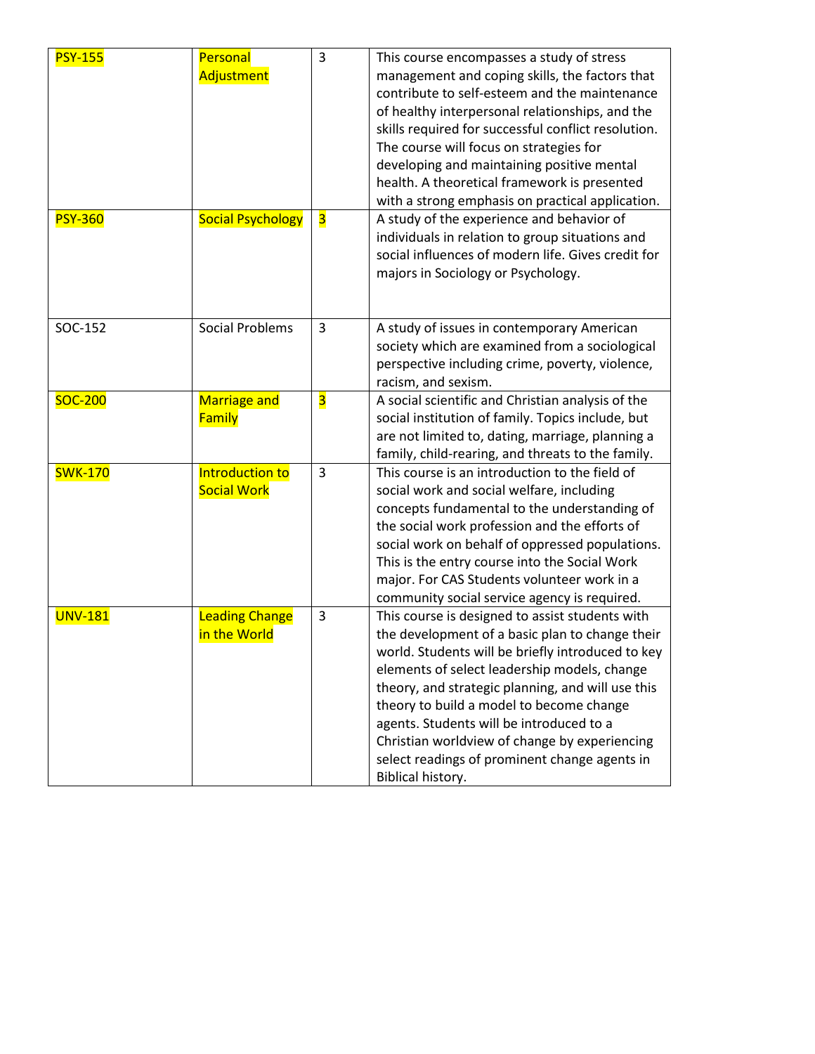| | | | |
|---|---|---|---|
| PSY-155 | Personal Adjustment | 3 | This course encompasses a study of stress management and coping skills, the factors that contribute to self-esteem and the maintenance of healthy interpersonal relationships, and the skills required for successful conflict resolution. The course will focus on strategies for developing and maintaining positive mental health. A theoretical framework is presented with a strong emphasis on practical application. |
| PSY-360 | Social Psychology | 3 | A study of the experience and behavior of individuals in relation to group situations and social influences of modern life. Gives credit for majors in Sociology or Psychology. |
| SOC-152 | Social Problems | 3 | A study of issues in contemporary American society which are examined from a sociological perspective including crime, poverty, violence, racism, and sexism. |
| SOC-200 | Marriage and Family | 3 | A social scientific and Christian analysis of the social institution of family. Topics include, but are not limited to, dating, marriage, planning a family, child-rearing, and threats to the family. |
| SWK-170 | Introduction to Social Work | 3 | This course is an introduction to the field of social work and social welfare, including concepts fundamental to the understanding of the social work profession and the efforts of social work on behalf of oppressed populations. This is the entry course into the Social Work major. For CAS Students volunteer work in a community social service agency is required. |
| UNV-181 | Leading Change in the World | 3 | This course is designed to assist students with the development of a basic plan to change their world. Students will be briefly introduced to key elements of select leadership models, change theory, and strategic planning, and will use this theory to build a model to become change agents. Students will be introduced to a Christian worldview of change by experiencing select readings of prominent change agents in Biblical history. |